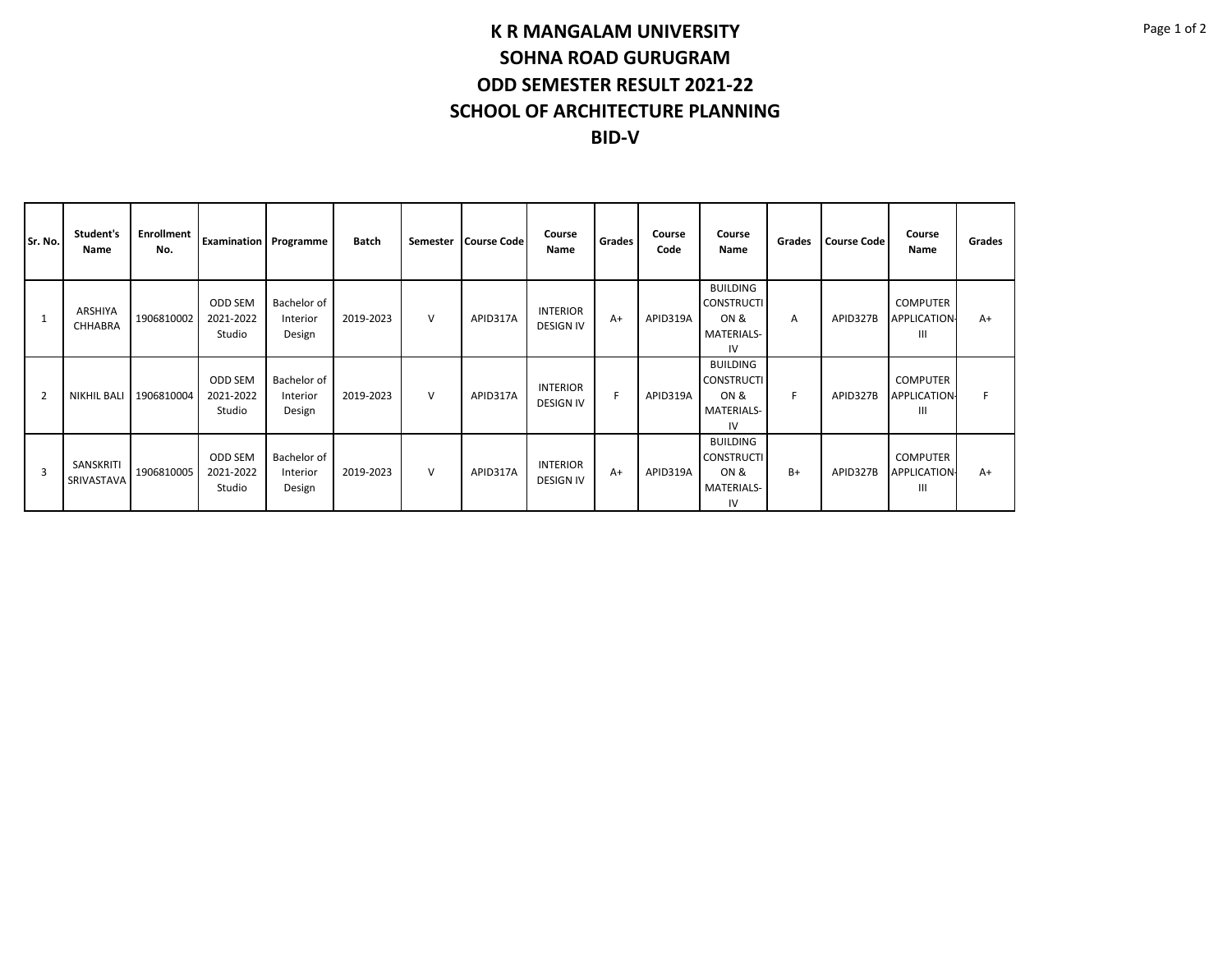# K R MANGALAM UNIVERSITY

# SOHNA ROAD GURUGRAM

# ODD SEMESTER RESULT 2021-22

# SCHOOL OF ARCHITECTURE PLANNING

# BID-V

| Sr. No. | Student's Name | Enrollment No. | Examination | Programme | Batch | Semester | Course Code | Course Name | Grades | Course Code | Course Name | Grades | Course Code | Course Name | Grades |
|---|---|---|---|---|---|---|---|---|---|---|---|---|---|---|---|
| 1 | ARSHIYA CHHABRA | 1906810002 | ODD SEM 2021-2022 Studio | Bachelor of Interior Design | 2019-2023 | V | APID317A | INTERIOR DESIGN IV | A+ | APID319A | BUILDING CONSTRUCTION & MATERIALS-IV | A | APID327B | COMPUTER APPLICATION-III | A+ |
| 2 | NIKHIL BALI | 1906810004 | ODD SEM 2021-2022 Studio | Bachelor of Interior Design | 2019-2023 | V | APID317A | INTERIOR DESIGN IV | F | APID319A | BUILDING CONSTRUCTION & MATERIALS-IV | F | APID327B | COMPUTER APPLICATION-III | F |
| 3 | SANSKRITI SRIVASTAVA | 1906810005 | ODD SEM 2021-2022 Studio | Bachelor of Interior Design | 2019-2023 | V | APID317A | INTERIOR DESIGN IV | A+ | APID319A | BUILDING CONSTRUCTION & MATERIALS-IV | B+ | APID327B | COMPUTER APPLICATION-III | A+ |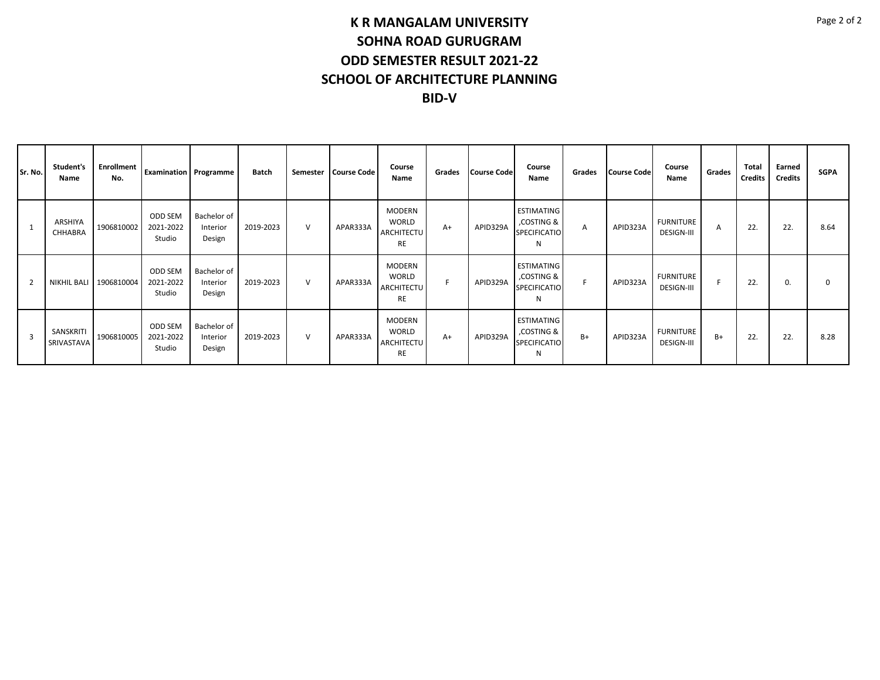# K R MANGALAM UNIVERSITY
# SOHNA ROAD GURUGRAM
# ODD SEMESTER RESULT 2021-22
# SCHOOL OF ARCHITECTURE PLANNING
# BID-V

| Sr. No. | Student's Name | Enrollment No. | Examination | Programme | Batch | Semester | Course Code | Course Name | Grades | Course Code | Course Name | Grades | Course Code | Course Name | Grades | Total Credits | Earned Credits | SGPA |
|---|---|---|---|---|---|---|---|---|---|---|---|---|---|---|---|---|---|---|
| 1 | ARSHIYA CHHABRA | 1906810002 | ODD SEM 2021-2022 Studio | Bachelor of Interior Design | 2019-2023 | V | APAR333A | MODERN WORLD ARCHITECTURE | A+ | APID329A | ESTIMATING ,COSTING & SPECIFICATION | A | APID323A | FURNITURE DESIGN-III | A | 22. | 22. | 8.64 |
| 2 | NIKHIL BALI | 1906810004 | ODD SEM 2021-2022 Studio | Bachelor of Interior Design | 2019-2023 | V | APAR333A | MODERN WORLD ARCHITECTURE | F | APID329A | ESTIMATING ,COSTING & SPECIFICATION | F | APID323A | FURNITURE DESIGN-III | F | 22. | 0. | 0 |
| 3 | SANSKRITI SRIVASTAVA | 1906810005 | ODD SEM 2021-2022 Studio | Bachelor of Interior Design | 2019-2023 | V | APAR333A | MODERN WORLD ARCHITECTURE | A+ | APID329A | ESTIMATING ,COSTING & SPECIFICATION | B+ | APID323A | FURNITURE DESIGN-III | B+ | 22. | 22. | 8.28 |